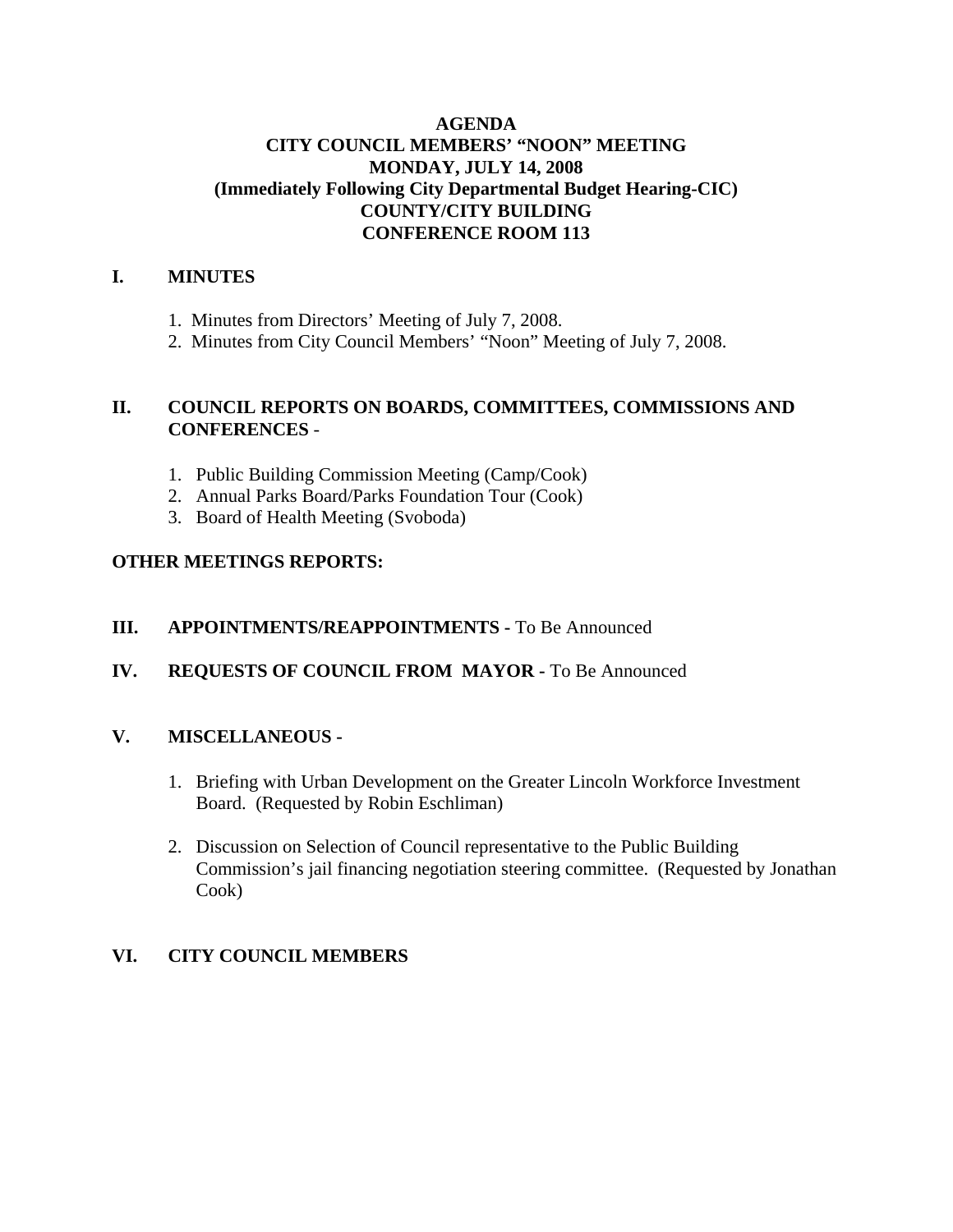# AGENDA
## CITY COUNCIL MEMBERS' "NOON" MEETING
## MONDAY, JULY 14, 2008
## (Immediately Following City Departmental Budget Hearing-CIC)
## COUNTY/CITY BUILDING
## CONFERENCE ROOM 113

## I. MINUTES

1. Minutes from Directors' Meeting of July 7, 2008.
2. Minutes from City Council Members' "Noon" Meeting of July 7, 2008.

## II. COUNCIL REPORTS ON BOARDS, COMMITTEES, COMMISSIONS AND CONFERENCES -

1. Public Building Commission Meeting (Camp/Cook)
2. Annual Parks Board/Parks Foundation Tour (Cook)
3. Board of Health Meeting (Svoboda)

**OTHER MEETINGS REPORTS:**

## III. APPOINTMENTS/REAPPOINTMENTS - To Be Announced

## IV. REQUESTS OF COUNCIL FROM MAYOR - To Be Announced

## V. MISCELLANEOUS -

1. Briefing with Urban Development on the Greater Lincoln Workforce Investment Board. (Requested by Robin Eschliman)

2. Discussion on Selection of Council representative to the Public Building Commission's jail financing negotiation steering committee. (Requested by Jonathan Cook)

## VI. CITY COUNCIL MEMBERS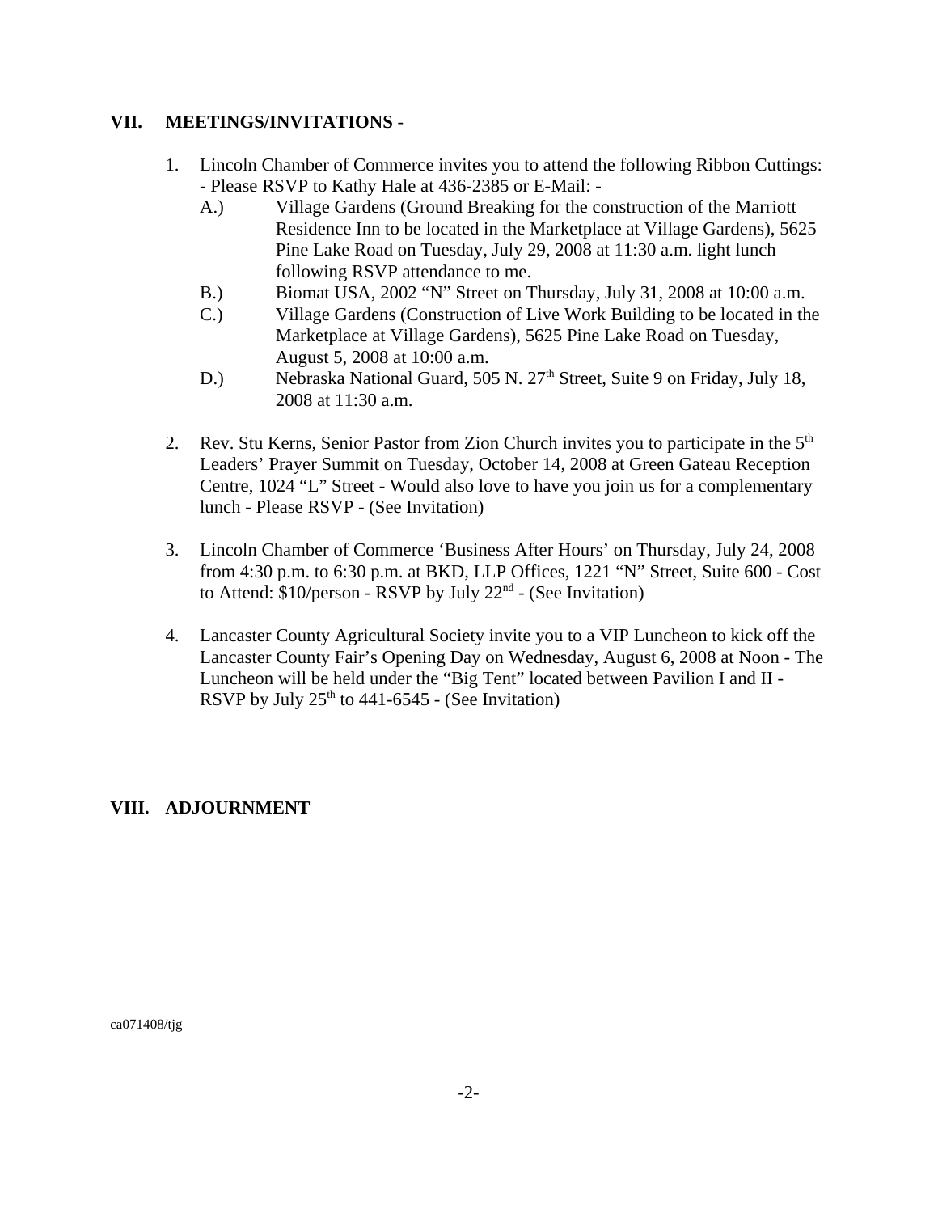## VII. MEETINGS/INVITATIONS -

1. Lincoln Chamber of Commerce invites you to attend the following Ribbon Cuttings: - Please RSVP to Kathy Hale at 436-2385 or E-Mail: -
   - A.) Village Gardens (Ground Breaking for the construction of the Marriott Residence Inn to be located in the Marketplace at Village Gardens), 5625 Pine Lake Road on Tuesday, July 29, 2008 at 11:30 a.m. light lunch following RSVP attendance to me.
   - B.) Biomat USA, 2002 "N" Street on Thursday, July 31, 2008 at 10:00 a.m.
   - C.) Village Gardens (Construction of Live Work Building to be located in the Marketplace at Village Gardens), 5625 Pine Lake Road on Tuesday, August 5, 2008 at 10:00 a.m.
   - D.) Nebraska National Guard, 505 N. 27th Street, Suite 9 on Friday, July 18, 2008 at 11:30 a.m.

2. Rev. Stu Kerns, Senior Pastor from Zion Church invites you to participate in the 5th Leaders' Prayer Summit on Tuesday, October 14, 2008 at Green Gateau Reception Centre, 1024 "L" Street - Would also love to have you join us for a complementary lunch - Please RSVP - (See Invitation)

3. Lincoln Chamber of Commerce 'Business After Hours' on Thursday, July 24, 2008 from 4:30 p.m. to 6:30 p.m. at BKD, LLP Offices, 1221 "N" Street, Suite 600 - Cost to Attend: $10/person - RSVP by July 22nd - (See Invitation)

4. Lancaster County Agricultural Society invite you to a VIP Luncheon to kick off the Lancaster County Fair's Opening Day on Wednesday, August 6, 2008 at Noon - The Luncheon will be held under the "Big Tent" located between Pavilion I and II - RSVP by July 25th to 441-6545 - (See Invitation)

## VIII. ADJOURNMENT

ca071408/tjg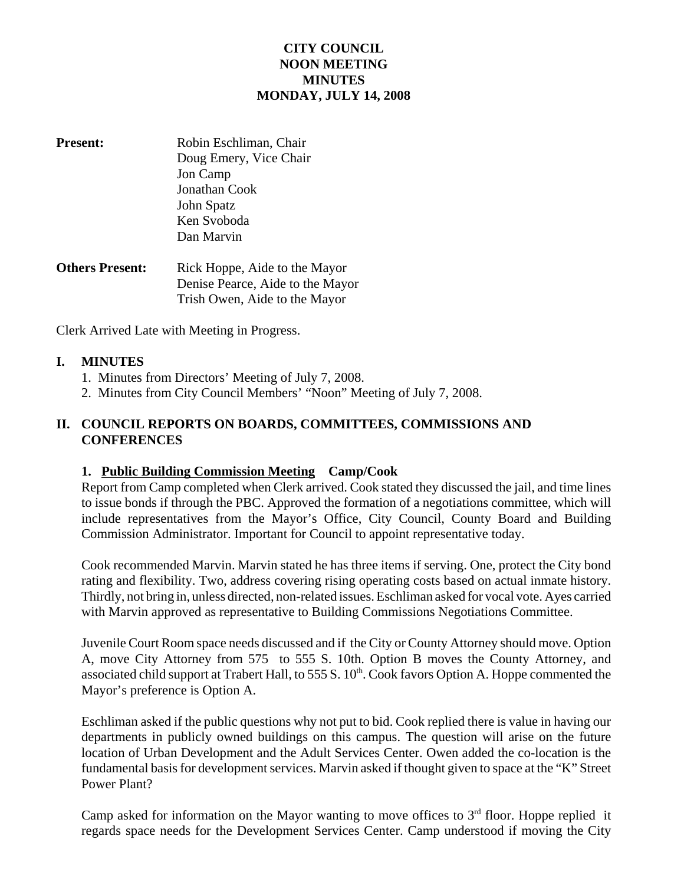# CITY COUNCIL
# NOON MEETING
# MINUTES
# MONDAY, JULY 14, 2008

**Present:** Robin Eschliman, Chair
Doug Emery, Vice Chair
Jon Camp
Jonathan Cook
John Spatz
Ken Svoboda
Dan Marvin

**Others Present:** Rick Hoppe, Aide to the Mayor
Denise Pearce, Aide to the Mayor
Trish Owen, Aide to the Mayor

Clerk Arrived Late with Meeting in Progress.

## I. MINUTES

1. Minutes from Directors' Meeting of July 7, 2008.
2. Minutes from City Council Members' "Noon" Meeting of July 7, 2008.

## II. COUNCIL REPORTS ON BOARDS, COMMITTEES, COMMISSIONS AND CONFERENCES

### 1. Public Building Commission Meeting Camp/Cook

Report from Camp completed when Clerk arrived. Cook stated they discussed the jail, and time lines to issue bonds if through the PBC. Approved the formation of a negotiations committee, which will include representatives from the Mayor's Office, City Council, County Board and Building Commission Administrator. Important for Council to appoint representative today.

Cook recommended Marvin. Marvin stated he has three items if serving. One, protect the City bond rating and flexibility. Two, address covering rising operating costs based on actual inmate history. Thirdly, not bring in, unless directed, non-related issues. Eschliman asked for vocal vote. Ayes carried with Marvin approved as representative to Building Commissions Negotiations Committee.

Juvenile Court Room space needs discussed and if the City or County Attorney should move. Option A, move City Attorney from 575 to 555 S. 10th. Option B moves the County Attorney, and associated child support at Trabert Hall, to 555 S. 10th. Cook favors Option A. Hoppe commented the Mayor's preference is Option A.

Eschliman asked if the public questions why not put to bid. Cook replied there is value in having our departments in publicly owned buildings on this campus. The question will arise on the future location of Urban Development and the Adult Services Center. Owen added the co-location is the fundamental basis for development services. Marvin asked if thought given to space at the "K" Street Power Plant?

Camp asked for information on the Mayor wanting to move offices to 3rd floor. Hoppe replied it regards space needs for the Development Services Center. Camp understood if moving the City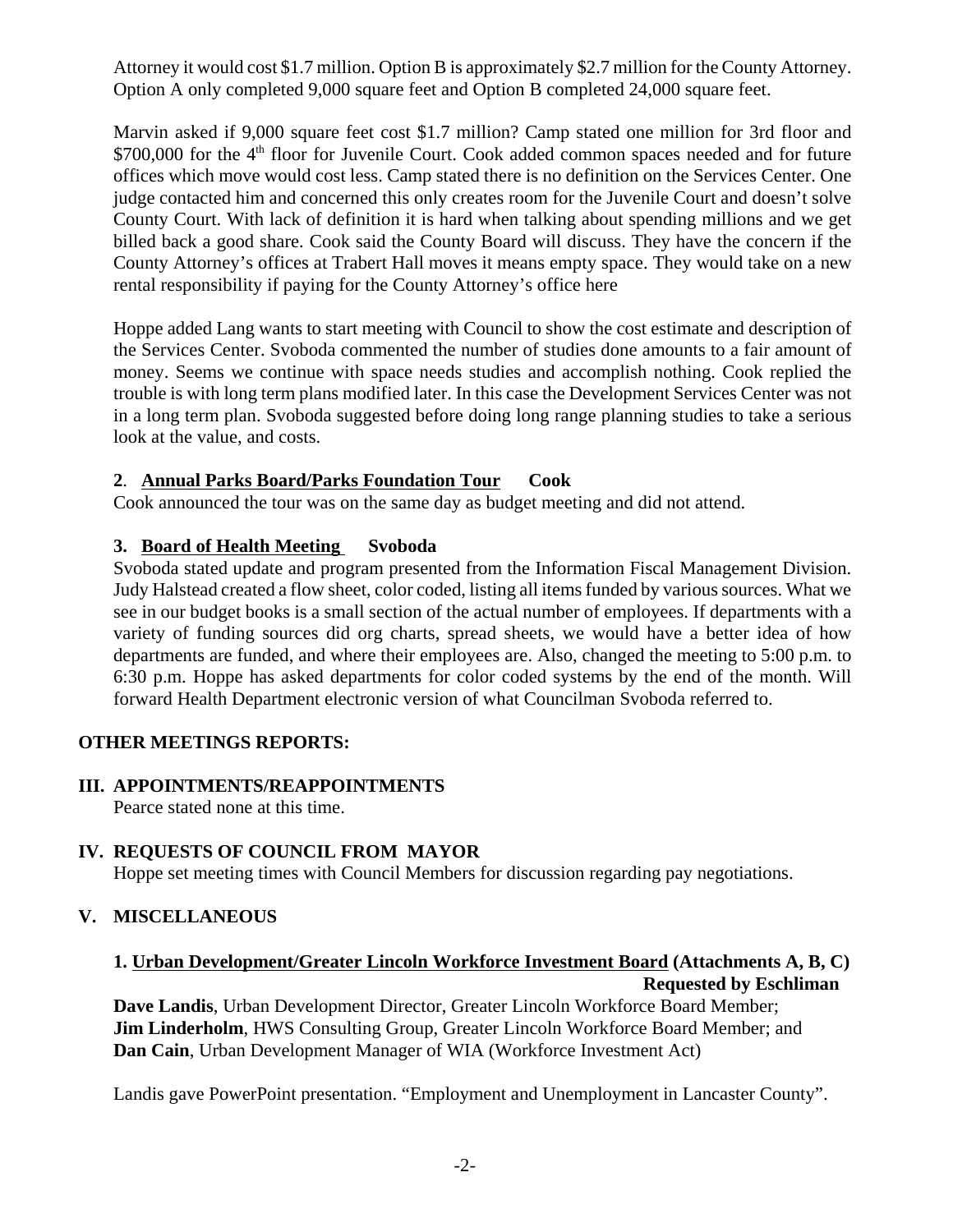Attorney it would cost $1.7 million. Option B is approximately $2.7 million for the County Attorney. Option A only completed 9,000 square feet and Option B completed 24,000 square feet.

Marvin asked if 9,000 square feet cost $1.7 million? Camp stated one million for 3rd floor and $700,000 for the 4th floor for Juvenile Court. Cook added common spaces needed and for future offices which move would cost less. Camp stated there is no definition on the Services Center. One judge contacted him and concerned this only creates room for the Juvenile Court and doesn't solve County Court. With lack of definition it is hard when talking about spending millions and we get billed back a good share. Cook said the County Board will discuss. They have the concern if the County Attorney's offices at Trabert Hall moves it means empty space. They would take on a new rental responsibility if paying for the County Attorney's office here

Hoppe added Lang wants to start meeting with Council to show the cost estimate and description of the Services Center. Svoboda commented the number of studies done amounts to a fair amount of money. Seems we continue with space needs studies and accomplish nothing. Cook replied the trouble is with long term plans modified later. In this case the Development Services Center was not in a long term plan. Svoboda suggested before doing long range planning studies to take a serious look at the value, and costs.

**2**. **Annual Parks Board/Parks Foundation Tour** **Cook**

Cook announced the tour was on the same day as budget meeting and did not attend.

**3. Board of Health Meeting** **Svoboda**

Svoboda stated update and program presented from the Information Fiscal Management Division. Judy Halstead created a flow sheet, color coded, listing all items funded by various sources. What we see in our budget books is a small section of the actual number of employees. If departments with a variety of funding sources did org charts, spread sheets, we would have a better idea of how departments are funded, and where their employees are. Also, changed the meeting to 5:00 p.m. to 6:30 p.m. Hoppe has asked departments for color coded systems by the end of the month. Will forward Health Department electronic version of what Councilman Svoboda referred to.

## OTHER MEETINGS REPORTS:

## III. APPOINTMENTS/REAPPOINTMENTS

Pearce stated none at this time.

## IV. REQUESTS OF COUNCIL FROM MAYOR

Hoppe set meeting times with Council Members for discussion regarding pay negotiations.

## V. MISCELLANEOUS

**1. Urban Development/Greater Lincoln Workforce Investment Board (Attachments A, B, C)**
**Requested by Eschliman**

**Dave Landis**, Urban Development Director, Greater Lincoln Workforce Board Member;
**Jim Linderholm**, HWS Consulting Group, Greater Lincoln Workforce Board Member; and
**Dan Cain**, Urban Development Manager of WIA (Workforce Investment Act)

Landis gave PowerPoint presentation. "Employment and Unemployment in Lancaster County".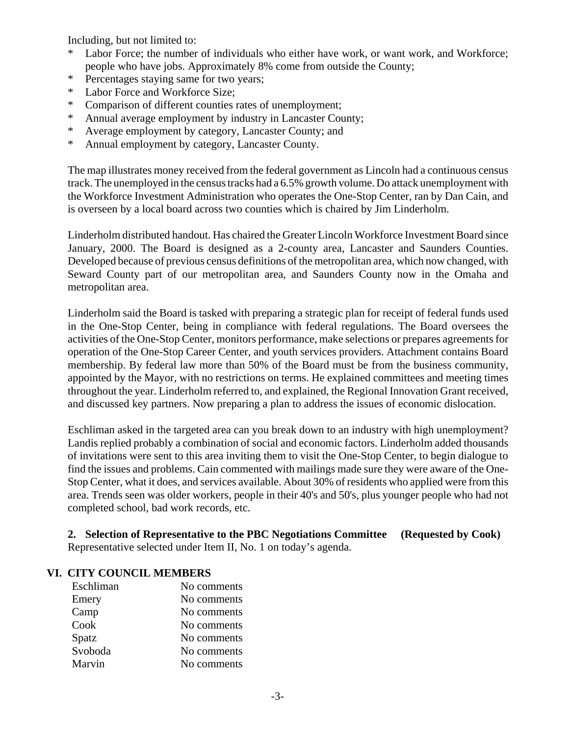Including, but not limited to:

* Labor Force; the number of individuals who either have work, or want work, and Workforce; people who have jobs. Approximately 8% come from outside the County;
* Percentages staying same for two years;
* Labor Force and Workforce Size;
* Comparison of different counties rates of unemployment;
* Annual average employment by industry in Lancaster County;
* Average employment by category, Lancaster County; and
* Annual employment by category, Lancaster County.

The map illustrates money received from the federal government as Lincoln had a continuous census track. The unemployed in the census tracks had a 6.5% growth volume. Do attack unemployment with the Workforce Investment Administration who operates the One-Stop Center, ran by Dan Cain, and is overseen by a local board across two counties which is chaired by Jim Linderholm.

Linderholm distributed handout. Has chaired the Greater Lincoln Workforce Investment Board since January, 2000. The Board is designed as a 2-county area, Lancaster and Saunders Counties. Developed because of previous census definitions of the metropolitan area, which now changed, with Seward County part of our metropolitan area, and Saunders County now in the Omaha and metropolitan area.

Linderholm said the Board is tasked with preparing a strategic plan for receipt of federal funds used in the One-Stop Center, being in compliance with federal regulations. The Board oversees the activities of the One-Stop Center, monitors performance, make selections or prepares agreements for operation of the One-Stop Career Center, and youth services providers. Attachment contains Board membership. By federal law more than 50% of the Board must be from the business community, appointed by the Mayor, with no restrictions on terms. He explained committees and meeting times throughout the year. Linderholm referred to, and explained, the Regional Innovation Grant received, and discussed key partners. Now preparing a plan to address the issues of economic dislocation.

Eschliman asked in the targeted area can you break down to an industry with high unemployment? Landis replied probably a combination of social and economic factors. Linderholm added thousands of invitations were sent to this area inviting them to visit the One-Stop Center, to begin dialogue to find the issues and problems. Cain commented with mailings made sure they were aware of the One-Stop Center, what it does, and services available. About 30% of residents who applied were from this area. Trends seen was older workers, people in their 40's and 50's, plus younger people who had not completed school, bad work records, etc.

**2. Selection of Representative to the PBC Negotiations Committee (Requested by Cook)**
Representative selected under Item II, No. 1 on today's agenda.

## VI. CITY COUNCIL MEMBERS

| | |
|---|---|
| Eschliman | No comments |
| Emery | No comments |
| Camp | No comments |
| Cook | No comments |
| Spatz | No comments |
| Svoboda | No comments |
| Marvin | No comments |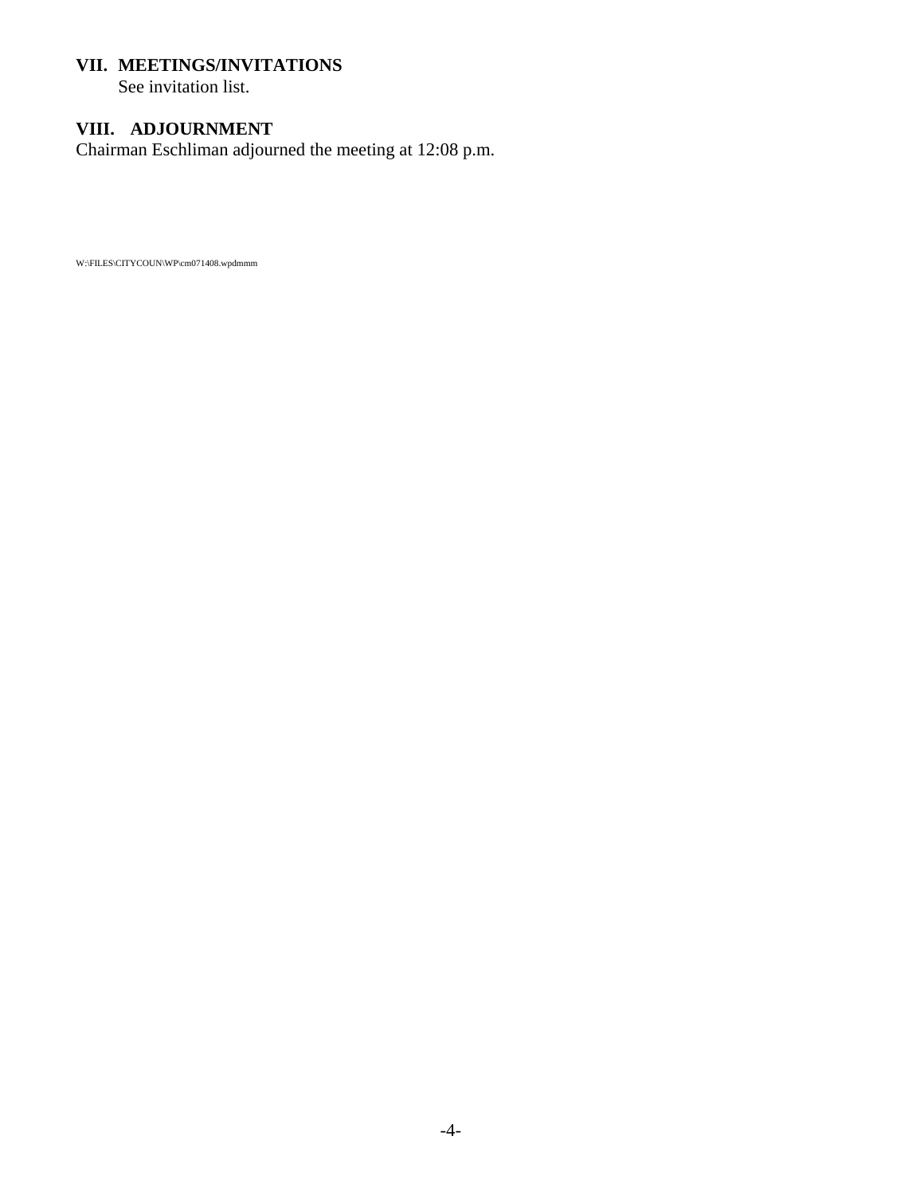## VII. MEETINGS/INVITATIONS

See invitation list.

## VIII. ADJOURNMENT

Chairman Eschliman adjourned the meeting at 12:08 p.m.

W:\FILES\CITYCOUN\WP\cm071408.wpdmmm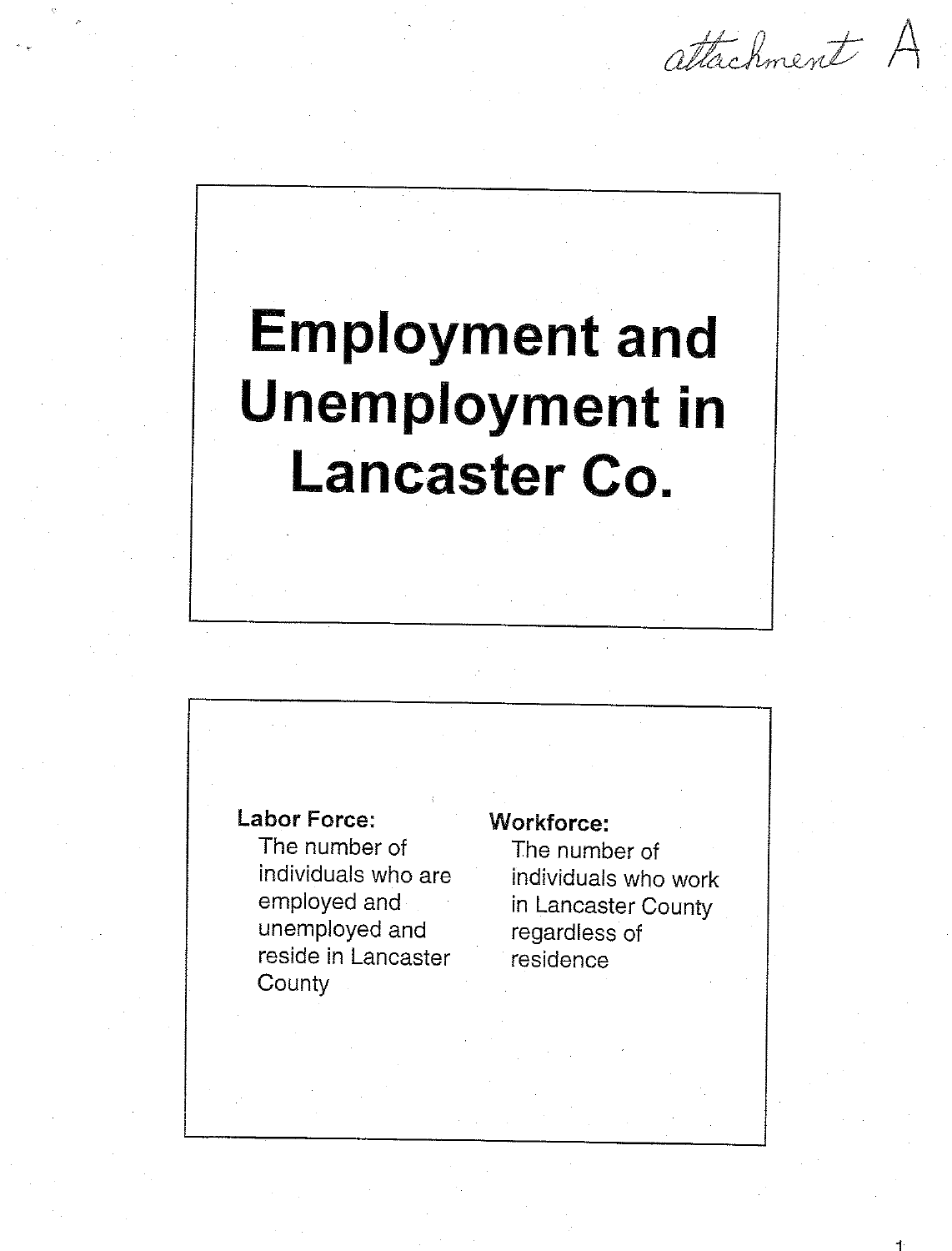attachment A

# Employment and Unemployment in Lancaster Co.

**Labor Force:**
The number of individuals who are employed and unemployed and reside in Lancaster County

**Workforce:**
The number of individuals who work in Lancaster County regardless of residence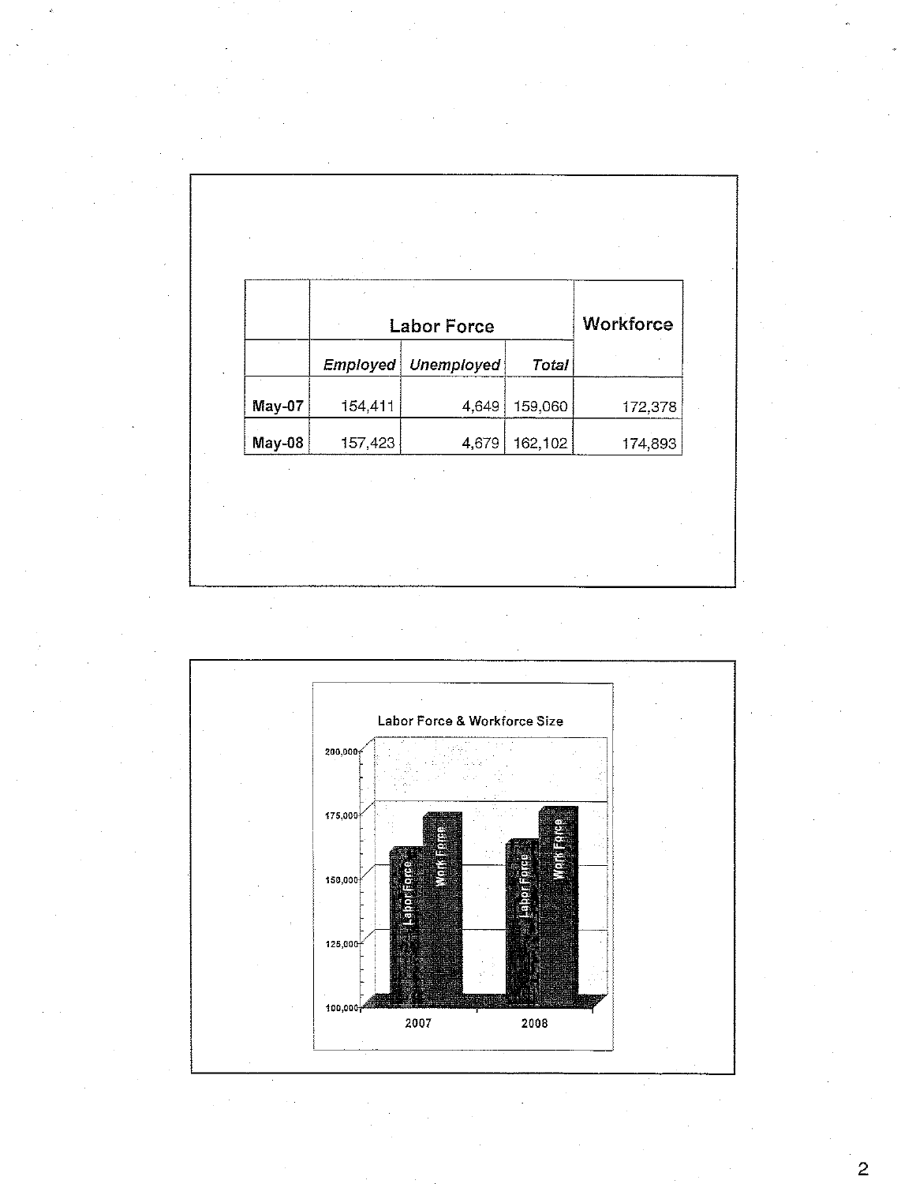| | Labor Force | | | Workforce |
|---|---|---|---|---|
| | *Employed* | *Unemployed* | *Total* | |
| **May-07** | 154,411 | 4,649 | 159,060 | 172,378 |
| **May-08** | 157,423 | 4,679 | 162,102 | 174,893 |

Labor Force & Workforce Size

| | Labor Force | Work Force |
|---|---|---|
| 2007 | | |
| 2008 | | |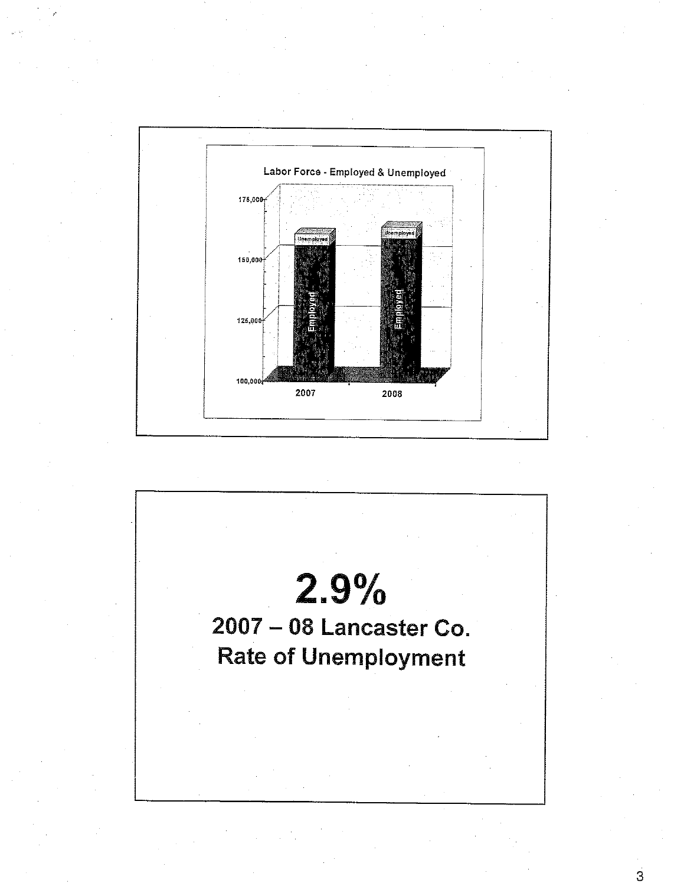Labor Force - Employed & Unemployed

175,000

150,000

125,000

100,000

Unemployed | Unemployed

Employed | Employed

2007 | 2008

# 2.9%

## 2007 – 08 Lancaster Co. Rate of Unemployment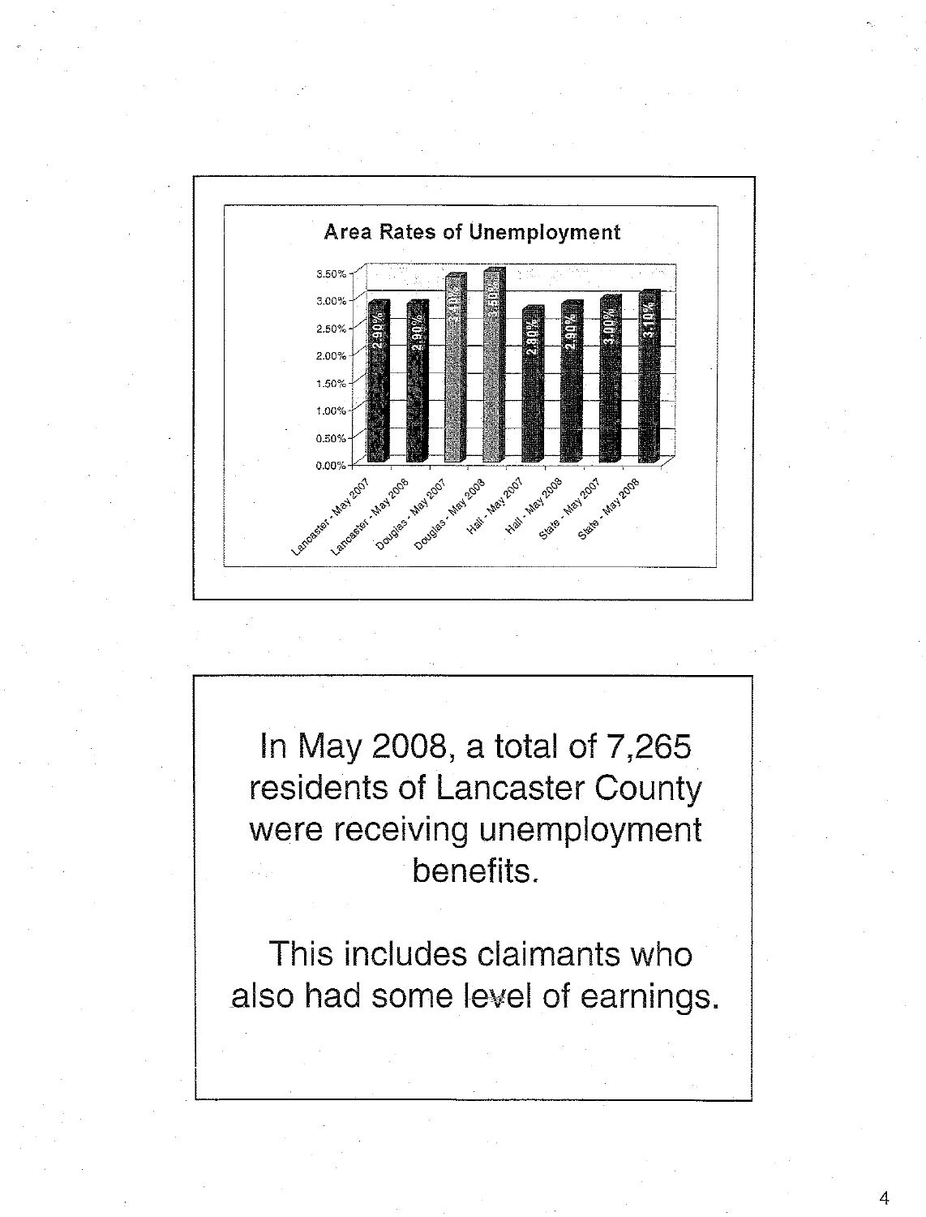## Area Rates of Unemployment

| Area | Rate |
|---|---|
| Lancaster - May 2007 | 2.90% |
| Lancaster - May 2008 | 2.90% |
| Douglas - May 2007 | 3.40% |
| Douglas - May 2008 | 3.50 |
| Hall - May 2007 | 2.80% |
| Hall - May 2008 | 2.90% |
| State - May 2007 | 3.00% |
| State - May 2008 | 3.10% |

In May 2008, a total of 7,265 residents of Lancaster County were receiving unemployment benefits.

This includes claimants who also had some level of earnings.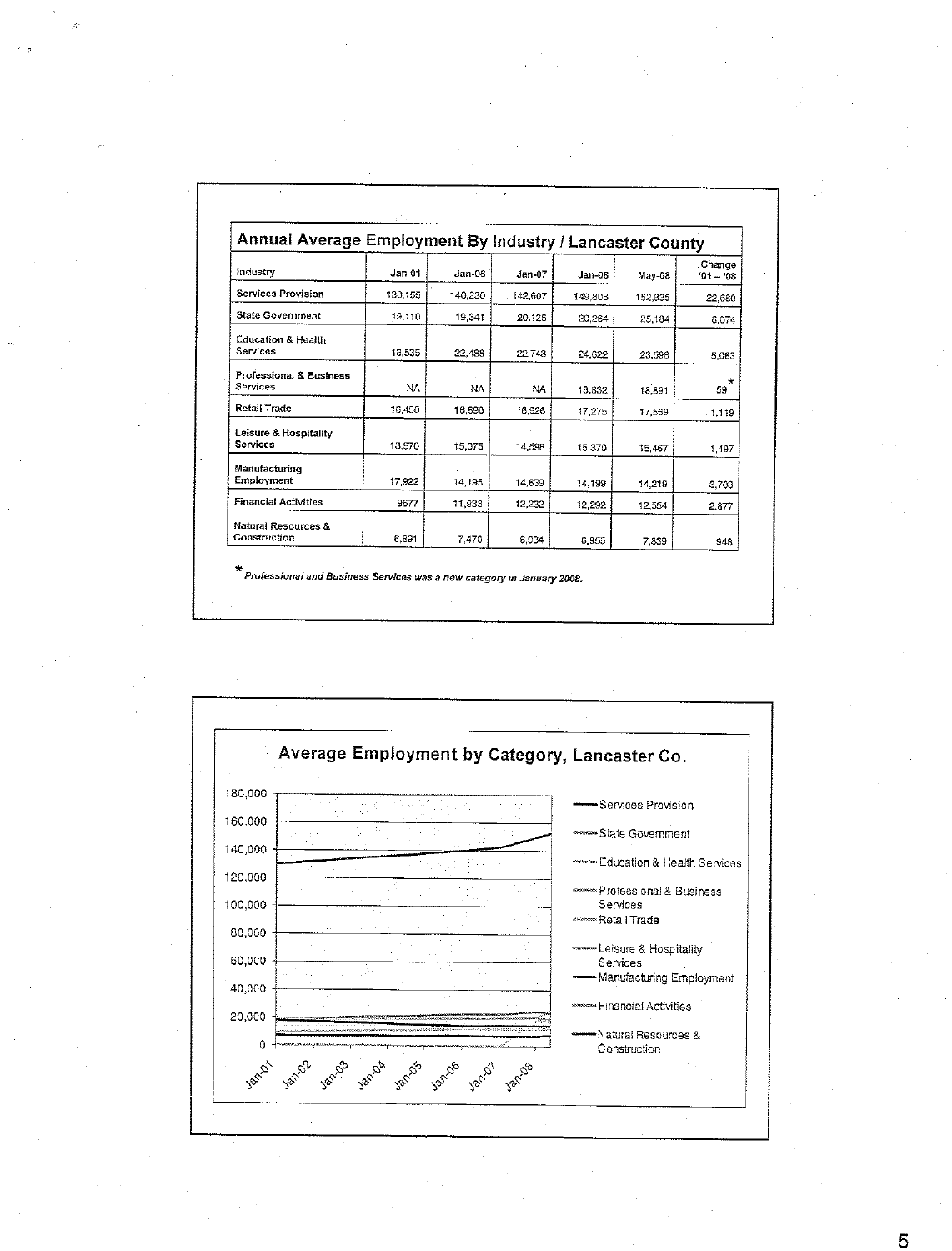## Annual Average Employment By Industry / Lancaster County

| Industry | Jan-01 | Jan-06 | Jan-07 | Jan-08 | May-08 | Change '01 – '08 |
|---|---|---|---|---|---|---|
| Services Provision | 130,155 | 140,230 | 142,607 | 149,803 | 152,835 | 22,680 |
| State Government | 19,110 | 19,341 | 20,126 | 20,264 | 25,184 | 6,074 |
| Education & Health Services | 18,535 | 22,488 | 22,743 | 24,622 | 23,598 | 5,063 |
| Professional & Business Services | NA | NA | NA | 18,832 | 18,891 | 59* |
| Retail Trade | 16,450 | 16,898 | 16,926 | 17,275 | 17,569 | 1,119 |
| Leisure & Hospitality Services | 13,970 | 15,075 | 14,598 | 15,370 | 15,467 | 1,497 |
| Manufacturing Employment | 17,922 | 14,195 | 14,639 | 14,199 | 14,219 | -3,703 |
| Financial Activities | 9677 | 11,833 | 12,232 | 12,292 | 12,554 | 2,877 |
| Natural Resources & Construction | 6,891 | 7,470 | 6,934 | 6,955 | 7,839 | 948 |

* *Professional and Business Services was a new category in January 2008.*

## Average Employment by Category, Lancaster Co.

Legend: Services Provision; State Government; Education & Health Services; Professional & Business Services; Retail Trade; Leisure & Hospitality Services; Manufacturing Employment; Financial Activities; Natural Resources & Construction

Y-axis: 0; 20,000; 40,000; 60,000; 80,000; 100,000; 120,000; 140,000; 160,000; 180,000

X-axis: Jan-01; Jan-02; Jan-03; Jan-04; Jan-05; Jan-06; Jan-07; Jan-08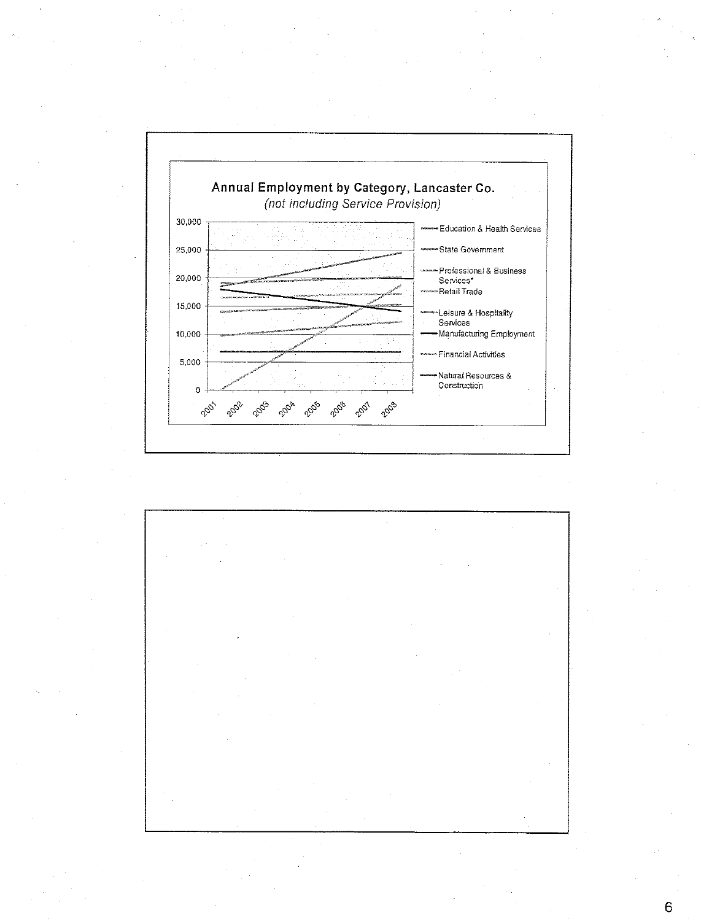## Annual Employment by Category, Lancaster Co.

*(not including Service Provision)*

30,000

25,000

20,000

15,000

10,000

5,000

0

2001 2002 2003 2004 2005 2006 2007 2008

- Education & Health Services
- State Government
- Professional & Business Services*
- Retail Trade
- Leisure & Hospitality Services
- Manufacturing Employment
- Financial Activities
- Natural Resources & Construction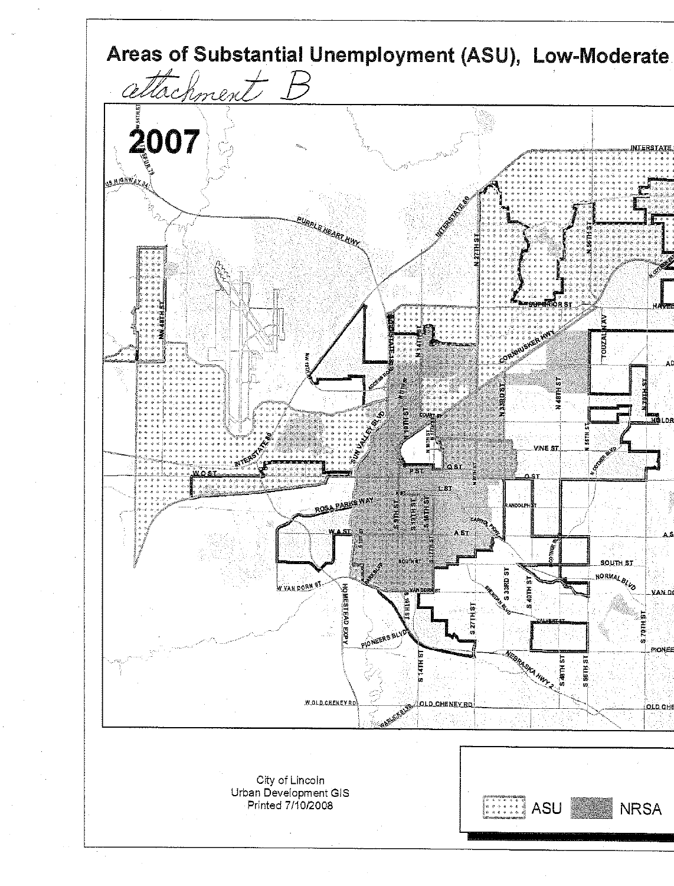# Areas of Substantial Unemployment (ASU), Low-Moderate

*attachment B*

**2007**

City of Lincoln
Urban Development GIS
Printed 7/10/2008

ASU NRSA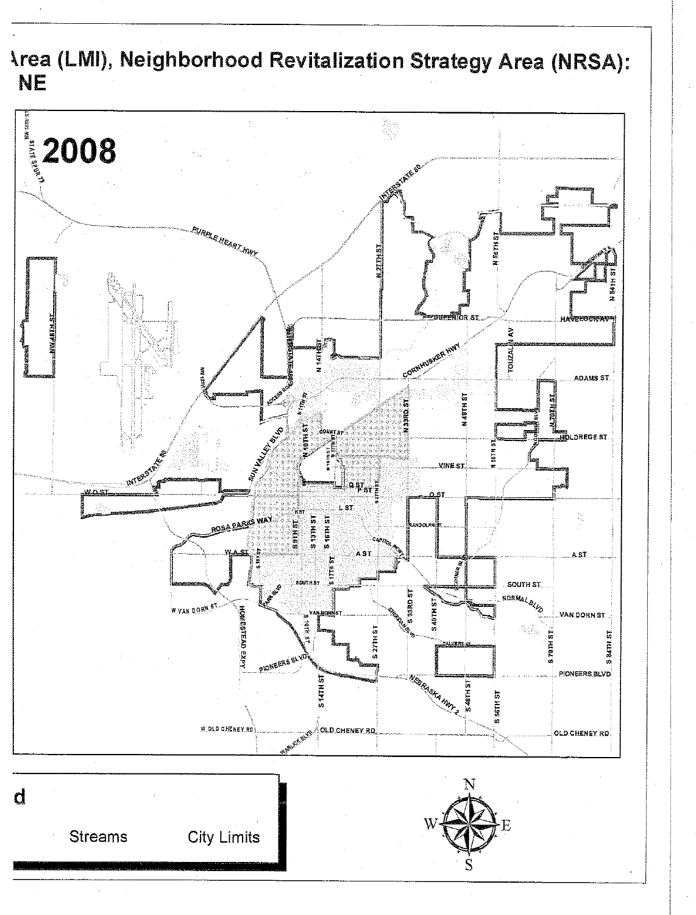# Area (LMI), Neighborhood Revitalization Strategy Area (NRSA): NE

2008

d

Streams    City Limits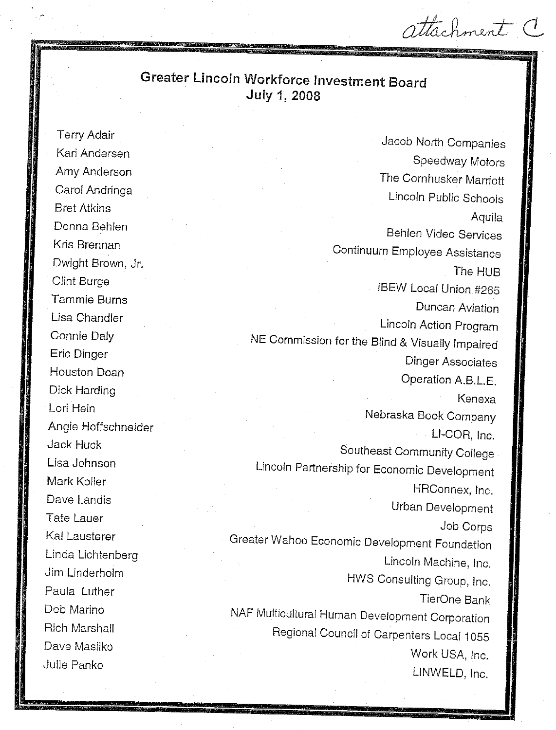*attachment C*

## Greater Lincoln Workforce Investment Board
## July 1, 2008

| Name | Organization |
|---|---|
| Terry Adair | Jacob North Companies |
| Kari Andersen | Speedway Motors |
| Amy Anderson | The Cornhusker Marriott |
| Carol Andringa | Lincoln Public Schools |
| Bret Atkins | Aquila |
| Donna Behlen | Behlen Video Services |
| Kris Brennan | Continuum Employee Assistance |
| Dwight Brown, Jr. | The HUB |
| Clint Burge | IBEW Local Union #265 |
| Tammie Burns | Duncan Aviation |
| Lisa Chandler | Lincoln Action Program |
| Connie Daly | NE Commission for the Blind & Visually Impaired |
| Eric Dinger | Dinger Associates |
| Houston Doan | Operation A.B.L.E. |
| Dick Harding | Kenexa |
| Lori Hein | Nebraska Book Company |
| Angie Hoffschneider | LI-COR, Inc. |
| Jack Huck | Southeast Community College |
| Lisa Johnson | Lincoln Partnership for Economic Development |
| Mark Koller | HRConnex, Inc. |
| Dave Landis | Urban Development |
| Tate Lauer | Job Corps |
| Kal Lausterer | Greater Wahoo Economic Development Foundation |
| Linda Lichtenberg | Lincoln Machine, Inc. |
| Jim Linderholm | HWS Consulting Group, Inc. |
| Paula Luther | TierOne Bank |
| Deb Marino | NAF Multicultural Human Development Corporation |
| Rich Marshall | Regional Council of Carpenters Local 1055 |
| Dave Masilko | Work USA, Inc. |
| Julie Panko | LINWELD, Inc. |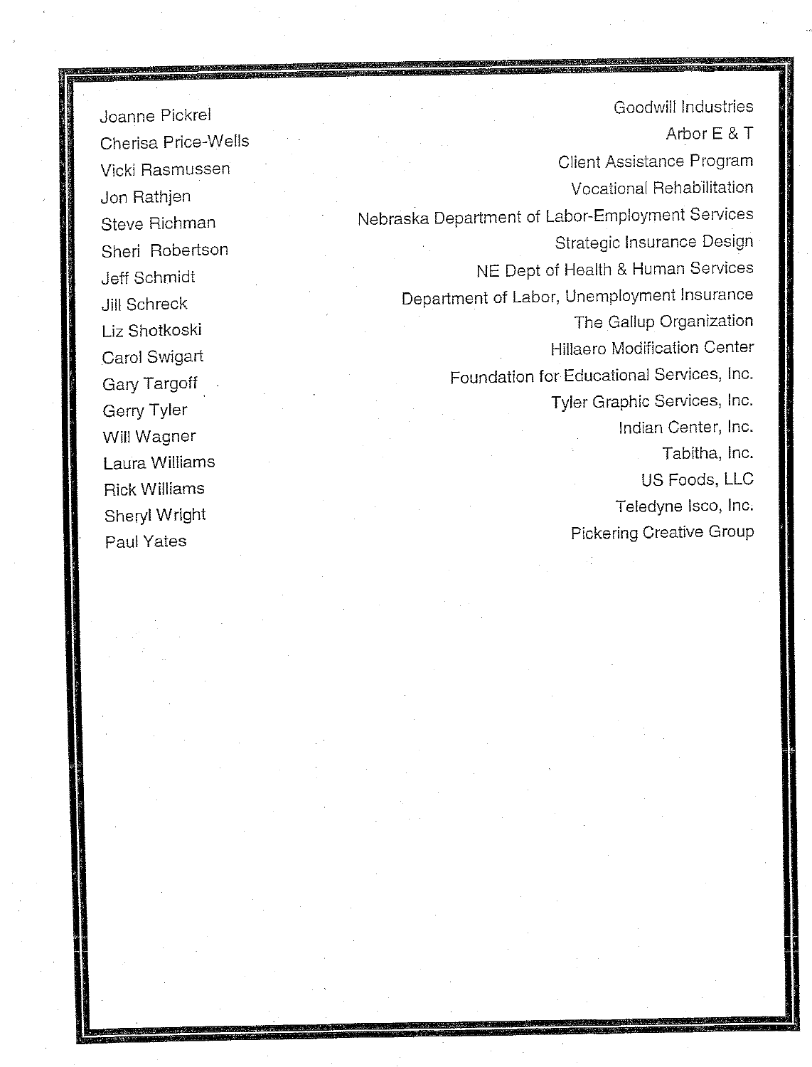| | |
|---|---|
| Joanne Pickrel | Goodwill Industries |
| Cherisa Price-Wells | Arbor E & T |
| Vicki Rasmussen | Client Assistance Program |
| Jon Rathjen | Vocational Rehabilitation |
| Steve Richman | Nebraska Department of Labor-Employment Services |
| Sheri Robertson | Strategic Insurance Design |
| Jeff Schmidt | NE Dept of Health & Human Services |
| Jill Schreck | Department of Labor, Unemployment Insurance |
| Liz Shotkoski | The Gallup Organization |
| Carol Swigart | Hillaero Modification Center |
| Gary Targoff | Foundation for Educational Services, Inc. |
| Gerry Tyler | Tyler Graphic Services, Inc. |
| Will Wagner | Indian Center, Inc. |
| Laura Williams | Tabitha, Inc. |
| Rick Williams | US Foods, LLC |
| Sheryl Wright | Teledyne Isco, Inc. |
| Paul Yates | Pickering Creative Group |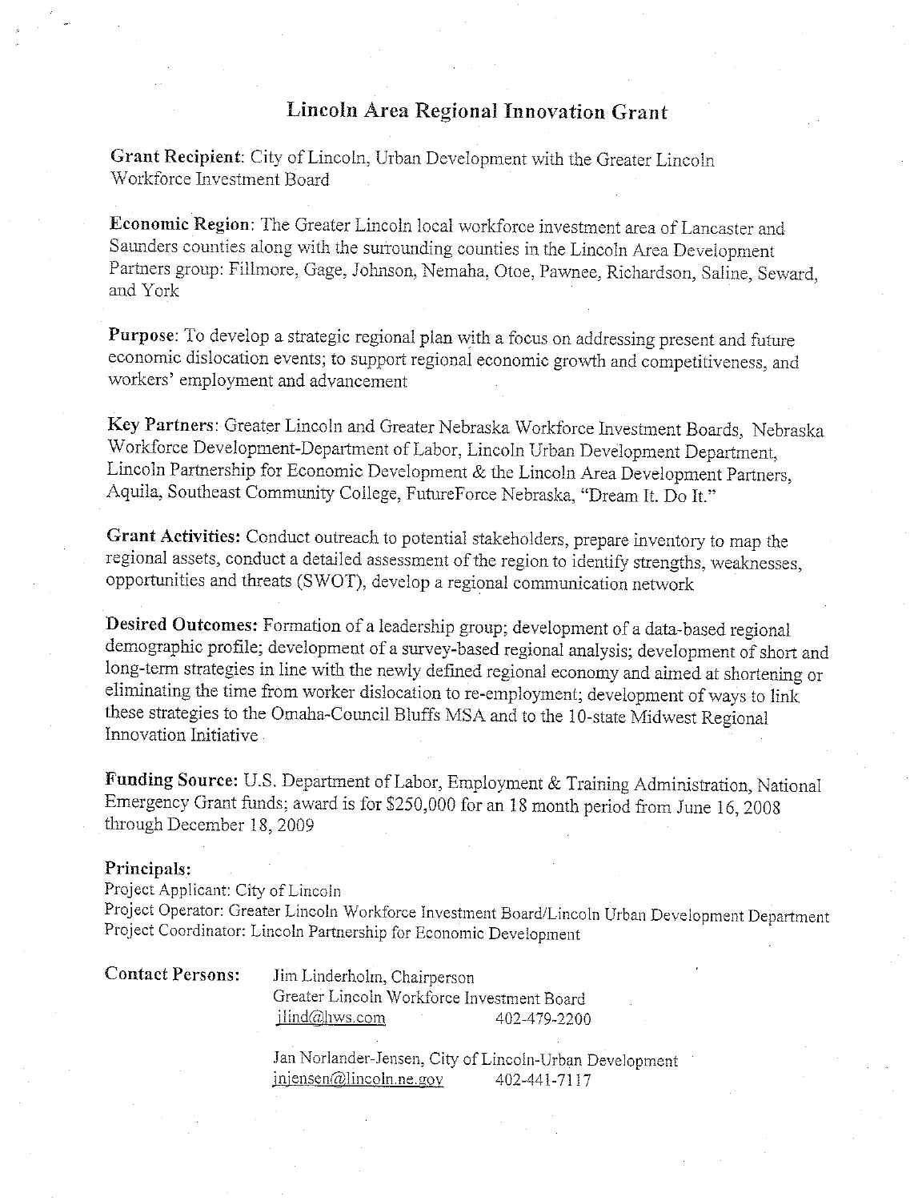# Lincoln Area Regional Innovation Grant

**Grant Recipient**: City of Lincoln, Urban Development with the Greater Lincoln Workforce Investment Board

**Economic Region**: The Greater Lincoln local workforce investment area of Lancaster and Saunders counties along with the surrounding counties in the Lincoln Area Development Partners group: Fillmore, Gage, Johnson, Nemaha, Otoe, Pawnee, Richardson, Saline, Seward, and York

**Purpose**: To develop a strategic regional plan with a focus on addressing present and future economic dislocation events; to support regional economic growth and competitiveness, and workers' employment and advancement

**Key Partners**: Greater Lincoln and Greater Nebraska Workforce Investment Boards, Nebraska Workforce Development-Department of Labor, Lincoln Urban Development Department, Lincoln Partnership for Economic Development & the Lincoln Area Development Partners, Aquila, Southeast Community College, FutureForce Nebraska, "Dream It. Do It."

**Grant Activities:** Conduct outreach to potential stakeholders, prepare inventory to map the regional assets, conduct a detailed assessment of the region to identify strengths, weaknesses, opportunities and threats (SWOT), develop a regional communication network

**Desired Outcomes:** Formation of a leadership group; development of a data-based regional demographic profile; development of a survey-based regional analysis; development of short and long-term strategies in line with the newly defined regional economy and aimed at shortening or eliminating the time from worker dislocation to re-employment; development of ways to link these strategies to the Omaha-Council Bluffs MSA and to the 10-state Midwest Regional Innovation Initiative

**Funding Source:** U.S. Department of Labor, Employment & Training Administration, National Emergency Grant funds; award is for $250,000 for an 18 month period from June 16, 2008 through December 18, 2009

**Principals:**

Project Applicant: City of Lincoln
Project Operator: Greater Lincoln Workforce Investment Board/Lincoln Urban Development Department
Project Coordinator: Lincoln Partnership for Economic Development

**Contact Persons:**

Jim Linderholm, Chairperson
Greater Lincoln Workforce Investment Board
jlind@hws.com 402-479-2200

Jan Norlander-Jensen, City of Lincoln-Urban Development
jnjensen@lincoln.ne.gov 402-441-7117